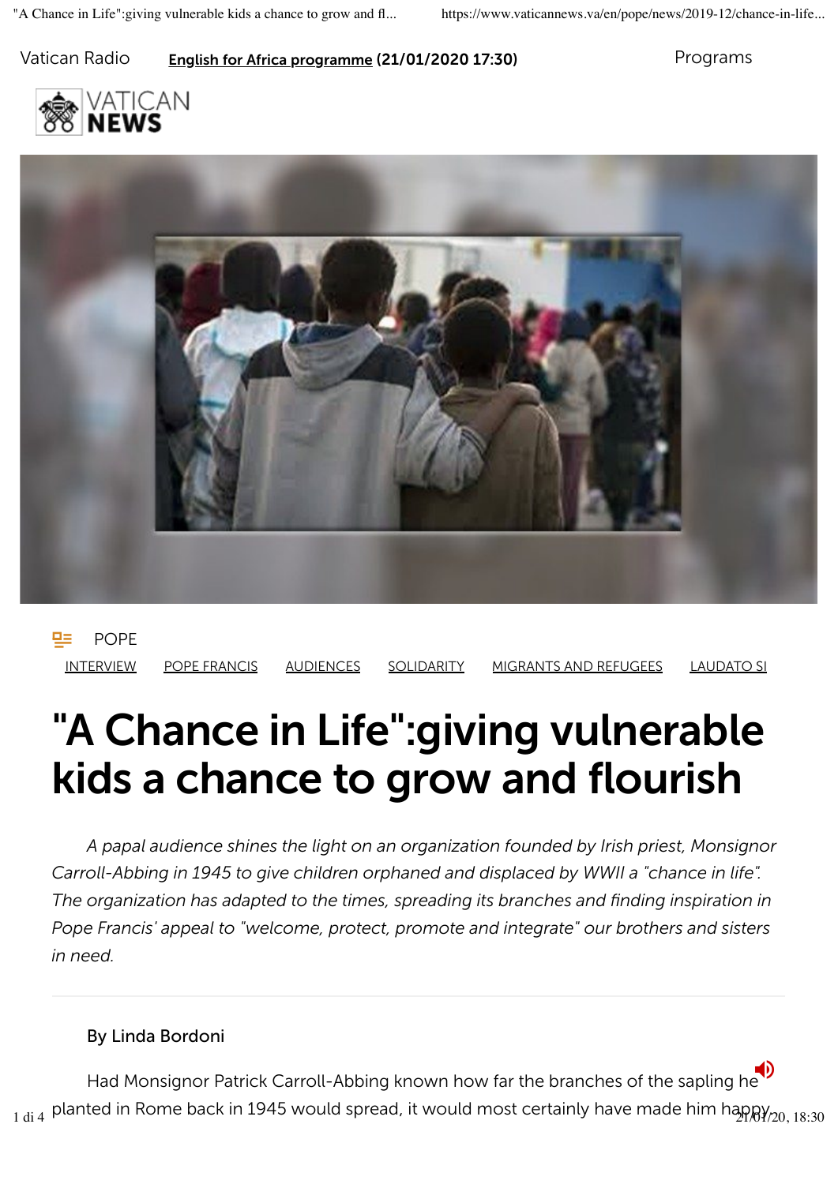Vatican Radio [English for Africa programme](#) (21/01/2020 17:30) Programs

VATICAN NEWS

POPE

[INTERVIEW](#) [POPE FRANCIS](#) [AUDIENCES](#) [SOLIDARITY](#) [MIGRANTS AND REFUGEES](#) [LAUDATO SI](#)

# "A Chance in Life":giving vulnerable kids a chance to grow and flourish

*A papal audience shines the light on an organization founded by Irish priest, Monsignor Carroll-Abbing in 1945 to give children orphaned and displaced by WWII a "chance in life". The organization has adapted to the times, spreading its branches and finding inspiration in Pope Francis' appeal to "welcome, protect, promote and integrate" our brothers and sisters in need.*

By Linda Bordoni

Had Monsignor Patrick Carroll-Abbing known how far the branches of the sapling he planted in Rome back in 1945 would spread, it would most certainly have made him happy.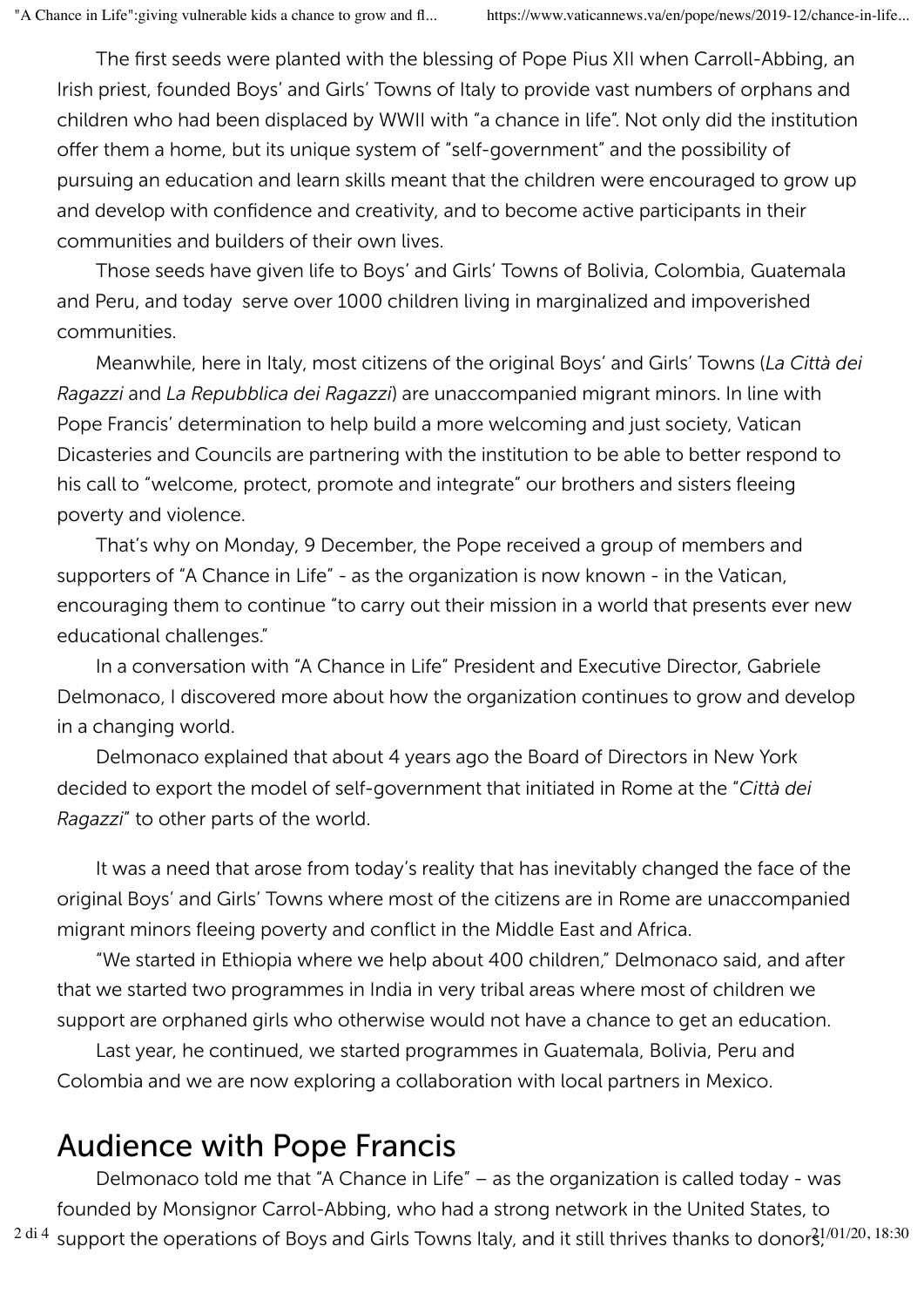The first seeds were planted with the blessing of Pope Pius XII when Carroll-Abbing, an Irish priest, founded Boys' and Girls' Towns of Italy to provide vast numbers of orphans and children who had been displaced by WWII with "a chance in life". Not only did the institution offer them a home, but its unique system of "self-government" and the possibility of pursuing an education and learn skills meant that the children were encouraged to grow up and develop with confidence and creativity, and to become active participants in their communities and builders of their own lives.

Those seeds have given life to Boys' and Girls' Towns of Bolivia, Colombia, Guatemala and Peru, and today serve over 1000 children living in marginalized and impoverished communities.

Meanwhile, here in Italy, most citizens of the original Boys' and Girls' Towns (*La Città dei Ragazzi* and *La Repubblica dei Ragazzi*) are unaccompanied migrant minors. In line with Pope Francis' determination to help build a more welcoming and just society, Vatican Dicasteries and Councils are partnering with the institution to be able to better respond to his call to "welcome, protect, promote and integrate" our brothers and sisters fleeing poverty and violence.

That's why on Monday, 9 December, the Pope received a group of members and supporters of "A Chance in Life" - as the organization is now known - in the Vatican, encouraging them to continue "to carry out their mission in a world that presents ever new educational challenges."

In a conversation with "A Chance in Life" President and Executive Director, Gabriele Delmonaco, I discovered more about how the organization continues to grow and develop in a changing world.

Delmonaco explained that about 4 years ago the Board of Directors in New York decided to export the model of self-government that initiated in Rome at the "*Città dei Ragazzi*" to other parts of the world.

It was a need that arose from today's reality that has inevitably changed the face of the original Boys' and Girls' Towns where most of the citizens are in Rome are unaccompanied migrant minors fleeing poverty and conflict in the Middle East and Africa.

"We started in Ethiopia where we help about 400 children," Delmonaco said, and after that we started two programmes in India in very tribal areas where most of children we support are orphaned girls who otherwise would not have a chance to get an education.

Last year, he continued, we started programmes in Guatemala, Bolivia, Peru and Colombia and we are now exploring a collaboration with local partners in Mexico.

## Audience with Pope Francis

Delmonaco told me that "A Chance in Life" – as the organization is called today - was founded by Monsignor Carrol-Abbing, who had a strong network in the United States, to support the operations of Boys and Girls Towns Italy, and it still thrives thanks to donors,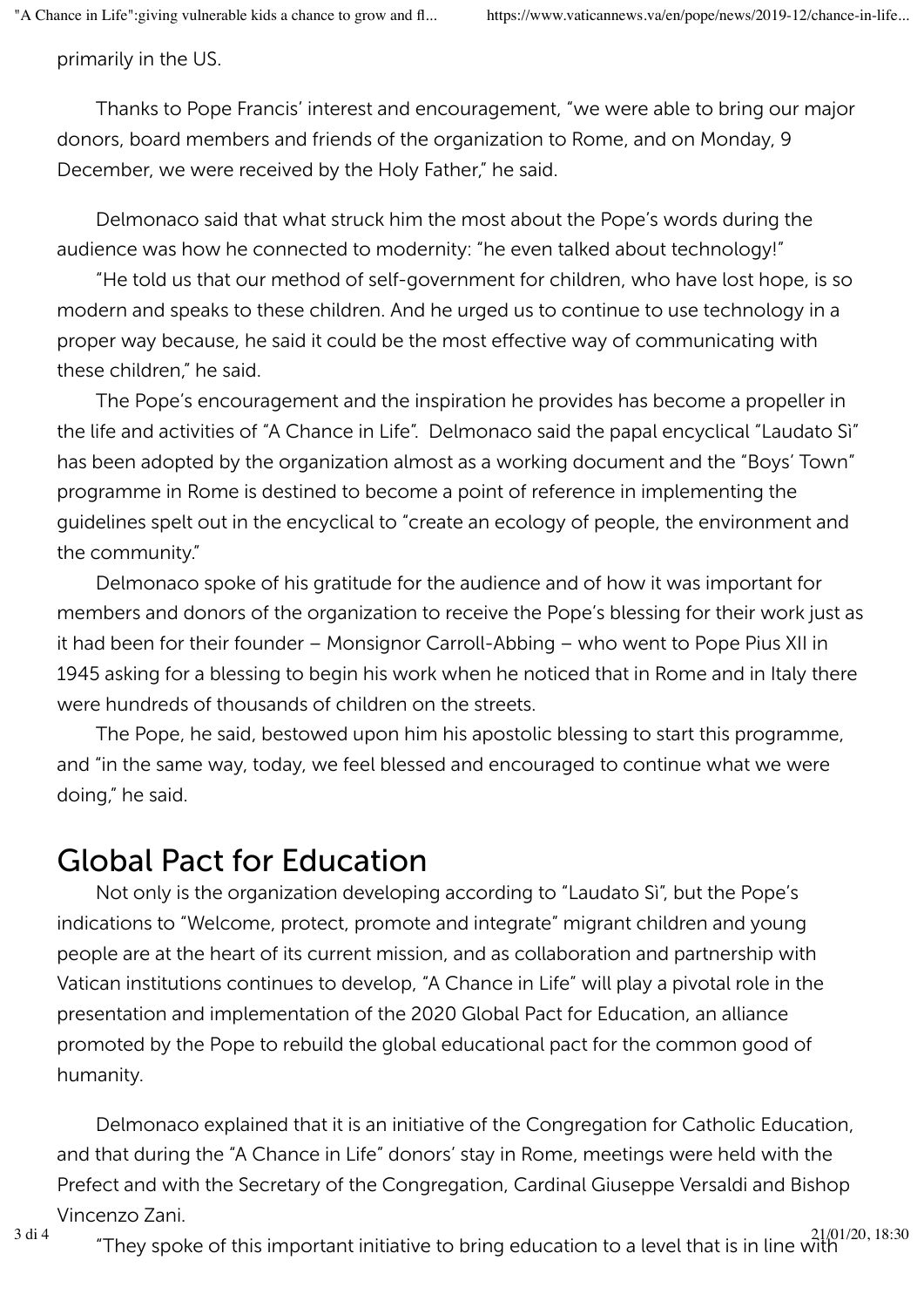primarily in the US.

Thanks to Pope Francis' interest and encouragement, "we were able to bring our major donors, board members and friends of the organization to Rome, and on Monday, 9 December, we were received by the Holy Father," he said.

Delmonaco said that what struck him the most about the Pope's words during the audience was how he connected to modernity: "he even talked about technology!"

"He told us that our method of self-government for children, who have lost hope, is so modern and speaks to these children. And he urged us to continue to use technology in a proper way because, he said it could be the most effective way of communicating with these children," he said.

The Pope's encouragement and the inspiration he provides has become a propeller in the life and activities of "A Chance in Life". Delmonaco said the papal encyclical "Laudato Sì" has been adopted by the organization almost as a working document and the "Boys' Town" programme in Rome is destined to become a point of reference in implementing the guidelines spelt out in the encyclical to "create an ecology of people, the environment and the community."

Delmonaco spoke of his gratitude for the audience and of how it was important for members and donors of the organization to receive the Pope's blessing for their work just as it had been for their founder – Monsignor Carroll-Abbing – who went to Pope Pius XII in 1945 asking for a blessing to begin his work when he noticed that in Rome and in Italy there were hundreds of thousands of children on the streets.

The Pope, he said, bestowed upon him his apostolic blessing to start this programme, and "in the same way, today, we feel blessed and encouraged to continue what we were doing," he said.

## Global Pact for Education

Not only is the organization developing according to "Laudato Sì", but the Pope's indications to "Welcome, protect, promote and integrate" migrant children and young people are at the heart of its current mission, and as collaboration and partnership with Vatican institutions continues to develop, "A Chance in Life" will play a pivotal role in the presentation and implementation of the 2020 Global Pact for Education, an alliance promoted by the Pope to rebuild the global educational pact for the common good of humanity.

Delmonaco explained that it is an initiative of the Congregation for Catholic Education, and that during the "A Chance in Life" donors' stay in Rome, meetings were held with the Prefect and with the Secretary of the Congregation, Cardinal Giuseppe Versaldi and Bishop Vincenzo Zani.

"They spoke of this important initiative to bring education to a level that is in line with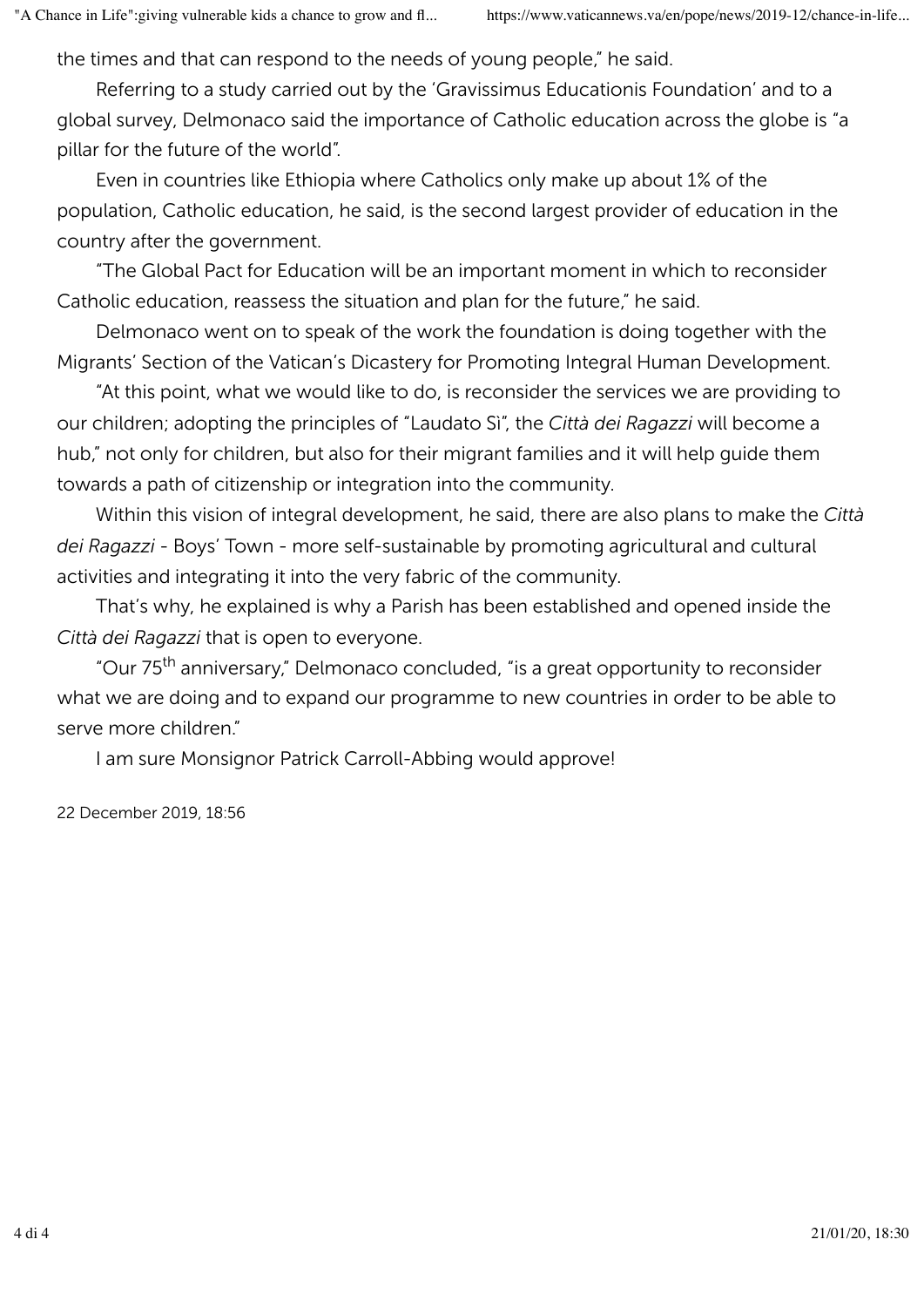the times and that can respond to the needs of young people," he said.

Referring to a study carried out by the 'Gravissimus Educationis Foundation' and to a global survey, Delmonaco said the importance of Catholic education across the globe is "a pillar for the future of the world".

Even in countries like Ethiopia where Catholics only make up about 1% of the population, Catholic education, he said, is the second largest provider of education in the country after the government.

"The Global Pact for Education will be an important moment in which to reconsider Catholic education, reassess the situation and plan for the future," he said.

Delmonaco went on to speak of the work the foundation is doing together with the Migrants' Section of the Vatican's Dicastery for Promoting Integral Human Development.

"At this point, what we would like to do, is reconsider the services we are providing to our children; adopting the principles of "Laudato Sì", the *Città dei Ragazzi* will become a hub," not only for children, but also for their migrant families and it will help guide them towards a path of citizenship or integration into the community.

Within this vision of integral development, he said, there are also plans to make the *Città dei Ragazzi* - Boys' Town - more self-sustainable by promoting agricultural and cultural activities and integrating it into the very fabric of the community.

That's why, he explained is why a Parish has been established and opened inside the *Città dei Ragazzi* that is open to everyone.

"Our 75th anniversary," Delmonaco concluded, "is a great opportunity to reconsider what we are doing and to expand our programme to new countries in order to be able to serve more children."

I am sure Monsignor Patrick Carroll-Abbing would approve!

22 December 2019, 18:56